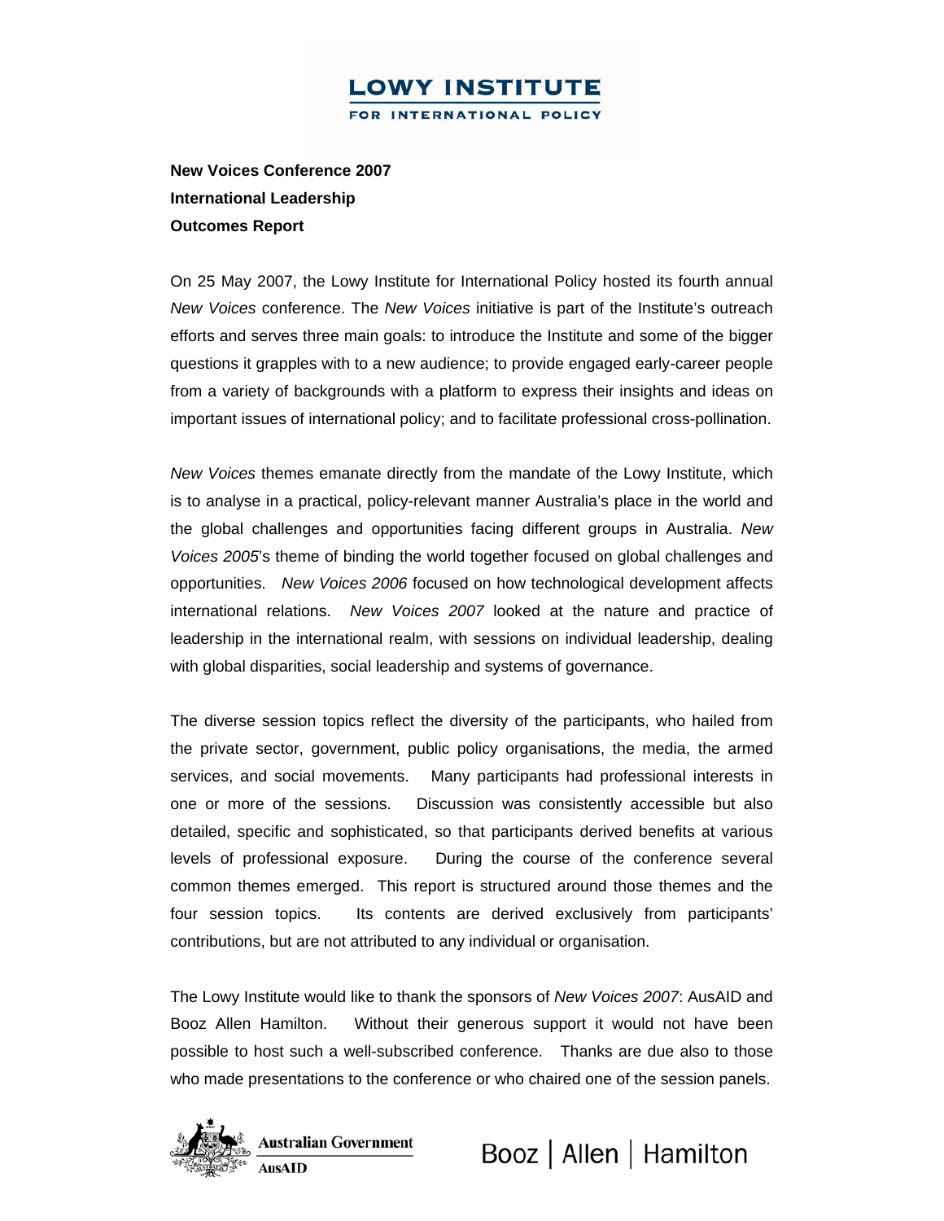LOWY INSTITUTE
FOR INTERNATIONAL POLICY

**New Voices Conference 2007**
**International Leadership**
**Outcomes Report**

On 25 May 2007, the Lowy Institute for International Policy hosted its fourth annual *New Voices* conference. The *New Voices* initiative is part of the Institute's outreach efforts and serves three main goals: to introduce the Institute and some of the bigger questions it grapples with to a new audience; to provide engaged early-career people from a variety of backgrounds with a platform to express their insights and ideas on important issues of international policy; and to facilitate professional cross-pollination.

*New Voices* themes emanate directly from the mandate of the Lowy Institute, which is to analyse in a practical, policy-relevant manner Australia's place in the world and the global challenges and opportunities facing different groups in Australia. *New Voices 2005*'s theme of binding the world together focused on global challenges and opportunities. *New Voices 2006* focused on how technological development affects international relations. *New Voices 2007* looked at the nature and practice of leadership in the international realm, with sessions on individual leadership, dealing with global disparities, social leadership and systems of governance.

The diverse session topics reflect the diversity of the participants, who hailed from the private sector, government, public policy organisations, the media, the armed services, and social movements. Many participants had professional interests in one or more of the sessions. Discussion was consistently accessible but also detailed, specific and sophisticated, so that participants derived benefits at various levels of professional exposure. During the course of the conference several common themes emerged. This report is structured around those themes and the four session topics. Its contents are derived exclusively from participants' contributions, but are not attributed to any individual or organisation.

The Lowy Institute would like to thank the sponsors of *New Voices 2007*: AusAID and Booz Allen Hamilton. Without their generous support it would not have been possible to host such a well-subscribed conference. Thanks are due also to those who made presentations to the conference or who chaired one of the session panels.

Australian Government AusAID    Booz | Allen | Hamilton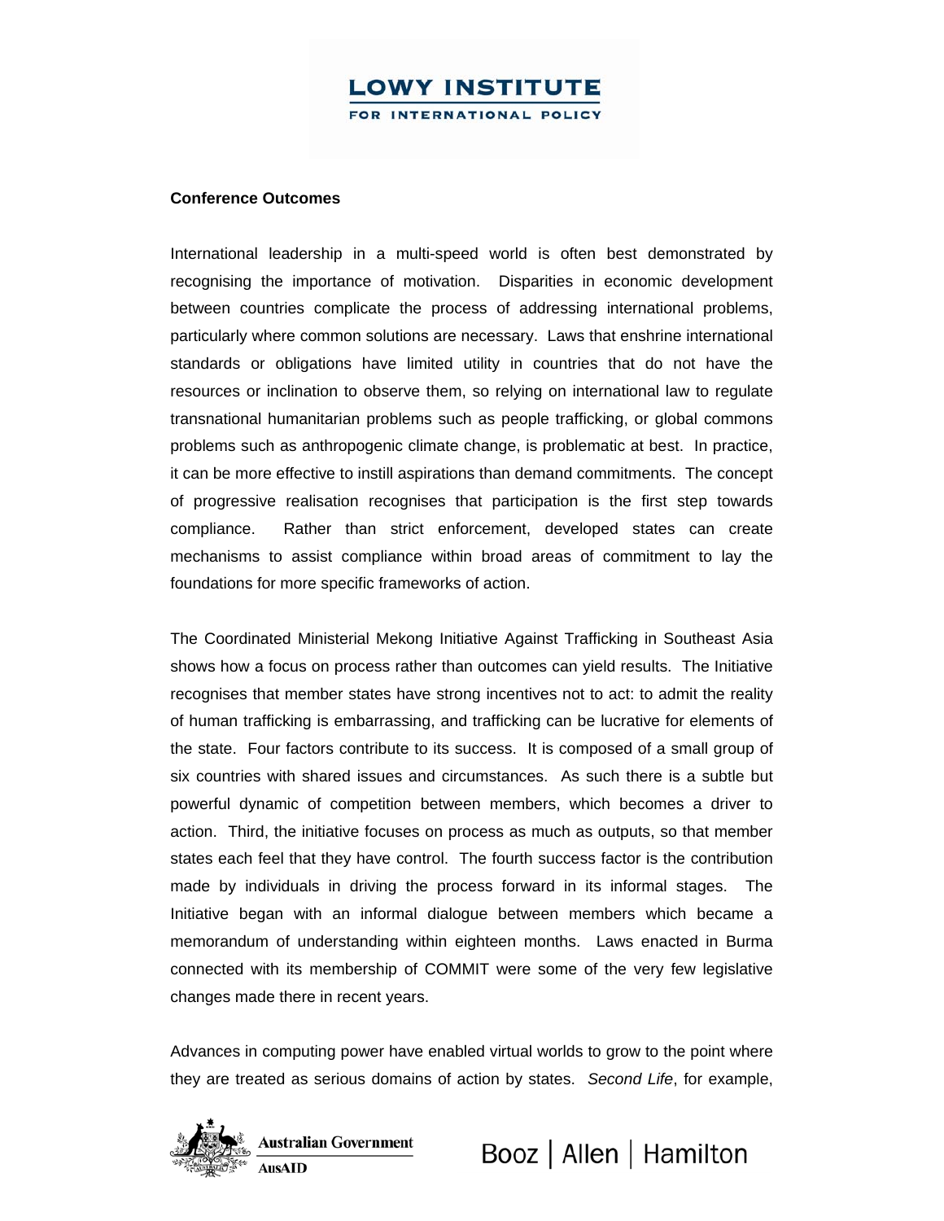**Conference Outcomes**

International leadership in a multi-speed world is often best demonstrated by recognising the importance of motivation. Disparities in economic development between countries complicate the process of addressing international problems, particularly where common solutions are necessary. Laws that enshrine international standards or obligations have limited utility in countries that do not have the resources or inclination to observe them, so relying on international law to regulate transnational humanitarian problems such as people trafficking, or global commons problems such as anthropogenic climate change, is problematic at best. In practice, it can be more effective to instill aspirations than demand commitments. The concept of progressive realisation recognises that participation is the first step towards compliance. Rather than strict enforcement, developed states can create mechanisms to assist compliance within broad areas of commitment to lay the foundations for more specific frameworks of action.

The Coordinated Ministerial Mekong Initiative Against Trafficking in Southeast Asia shows how a focus on process rather than outcomes can yield results. The Initiative recognises that member states have strong incentives not to act: to admit the reality of human trafficking is embarrassing, and trafficking can be lucrative for elements of the state. Four factors contribute to its success. It is composed of a small group of six countries with shared issues and circumstances. As such there is a subtle but powerful dynamic of competition between members, which becomes a driver to action. Third, the initiative focuses on process as much as outputs, so that member states each feel that they have control. The fourth success factor is the contribution made by individuals in driving the process forward in its informal stages. The Initiative began with an informal dialogue between members which became a memorandum of understanding within eighteen months. Laws enacted in Burma connected with its membership of COMMIT were some of the very few legislative changes made there in recent years.

Advances in computing power have enabled virtual worlds to grow to the point where they are treated as serious domains of action by states. *Second Life*, for example,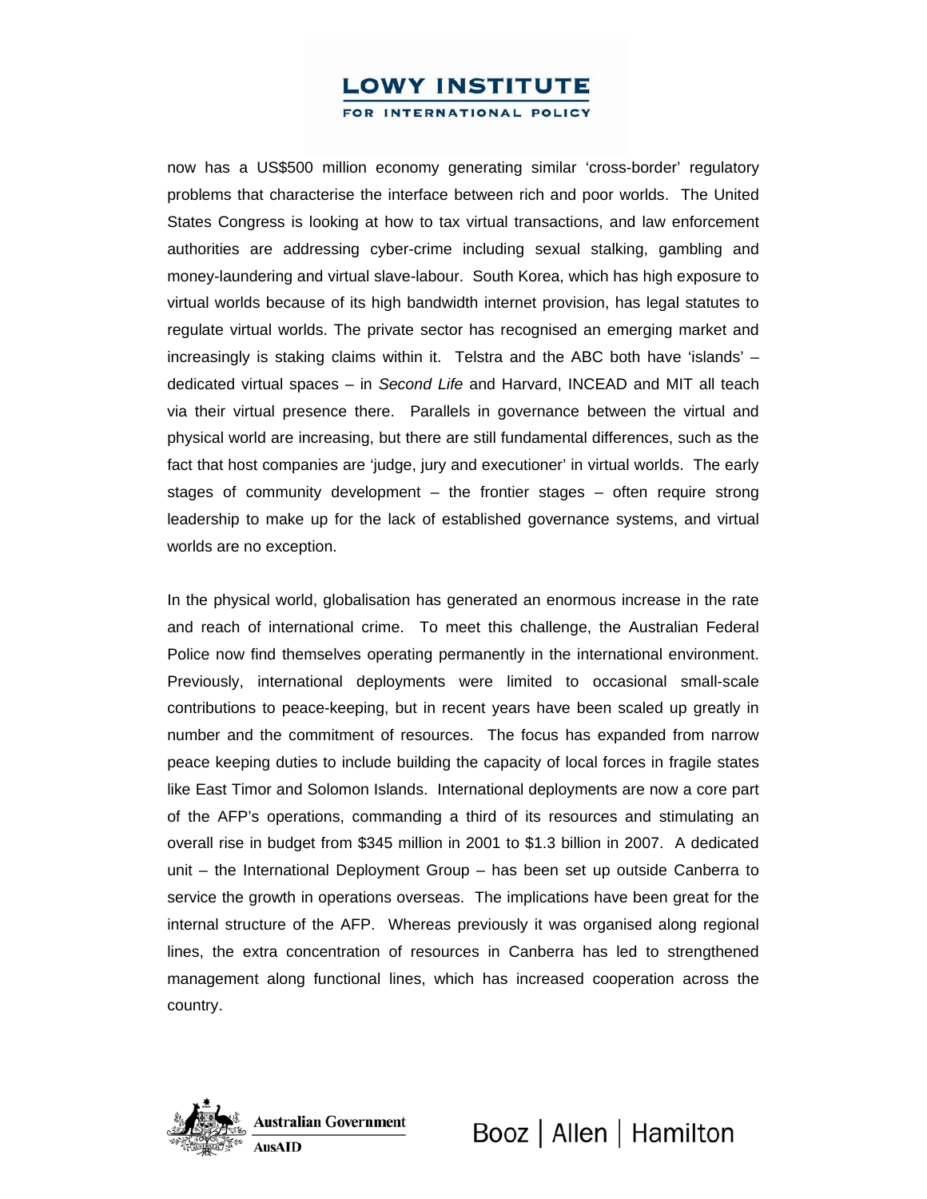now has a US$500 million economy generating similar 'cross-border' regulatory problems that characterise the interface between rich and poor worlds. The United States Congress is looking at how to tax virtual transactions, and law enforcement authorities are addressing cyber-crime including sexual stalking, gambling and money-laundering and virtual slave-labour. South Korea, which has high exposure to virtual worlds because of its high bandwidth internet provision, has legal statutes to regulate virtual worlds. The private sector has recognised an emerging market and increasingly is staking claims within it. Telstra and the ABC both have 'islands' – dedicated virtual spaces – in *Second Life* and Harvard, INCEAD and MIT all teach via their virtual presence there. Parallels in governance between the virtual and physical world are increasing, but there are still fundamental differences, such as the fact that host companies are 'judge, jury and executioner' in virtual worlds. The early stages of community development – the frontier stages – often require strong leadership to make up for the lack of established governance systems, and virtual worlds are no exception.

In the physical world, globalisation has generated an enormous increase in the rate and reach of international crime. To meet this challenge, the Australian Federal Police now find themselves operating permanently in the international environment. Previously, international deployments were limited to occasional small-scale contributions to peace-keeping, but in recent years have been scaled up greatly in number and the commitment of resources. The focus has expanded from narrow peace keeping duties to include building the capacity of local forces in fragile states like East Timor and Solomon Islands. International deployments are now a core part of the AFP's operations, commanding a third of its resources and stimulating an overall rise in budget from $345 million in 2001 to $1.3 billion in 2007. A dedicated unit – the International Deployment Group – has been set up outside Canberra to service the growth in operations overseas. The implications have been great for the internal structure of the AFP. Whereas previously it was organised along regional lines, the extra concentration of resources in Canberra has led to strengthened management along functional lines, which has increased cooperation across the country.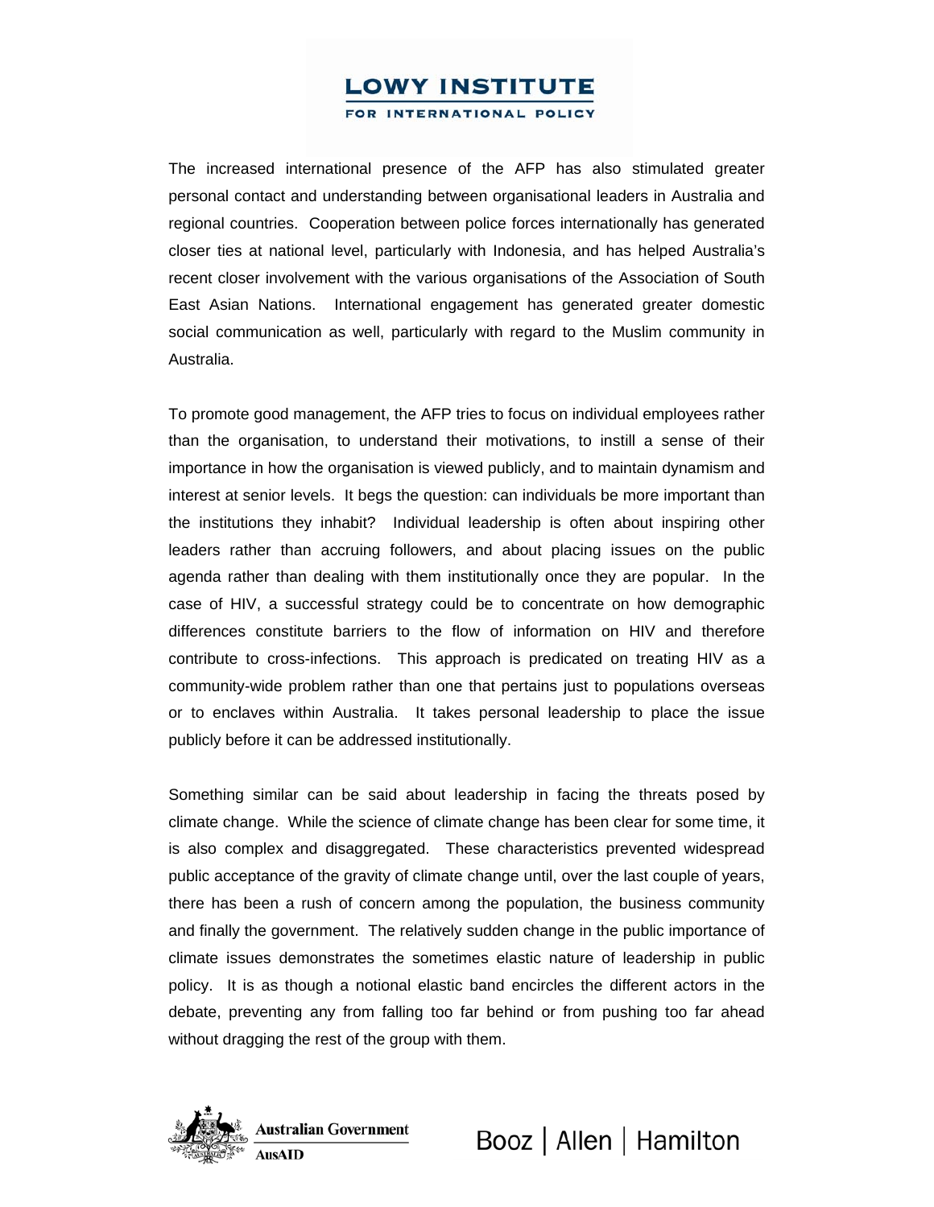The increased international presence of the AFP has also stimulated greater personal contact and understanding between organisational leaders in Australia and regional countries. Cooperation between police forces internationally has generated closer ties at national level, particularly with Indonesia, and has helped Australia's recent closer involvement with the various organisations of the Association of South East Asian Nations. International engagement has generated greater domestic social communication as well, particularly with regard to the Muslim community in Australia.

To promote good management, the AFP tries to focus on individual employees rather than the organisation, to understand their motivations, to instill a sense of their importance in how the organisation is viewed publicly, and to maintain dynamism and interest at senior levels. It begs the question: can individuals be more important than the institutions they inhabit? Individual leadership is often about inspiring other leaders rather than accruing followers, and about placing issues on the public agenda rather than dealing with them institutionally once they are popular. In the case of HIV, a successful strategy could be to concentrate on how demographic differences constitute barriers to the flow of information on HIV and therefore contribute to cross-infections. This approach is predicated on treating HIV as a community-wide problem rather than one that pertains just to populations overseas or to enclaves within Australia. It takes personal leadership to place the issue publicly before it can be addressed institutionally.

Something similar can be said about leadership in facing the threats posed by climate change. While the science of climate change has been clear for some time, it is also complex and disaggregated. These characteristics prevented widespread public acceptance of the gravity of climate change until, over the last couple of years, there has been a rush of concern among the population, the business community and finally the government. The relatively sudden change in the public importance of climate issues demonstrates the sometimes elastic nature of leadership in public policy. It is as though a notional elastic band encircles the different actors in the debate, preventing any from falling too far behind or from pushing too far ahead without dragging the rest of the group with them.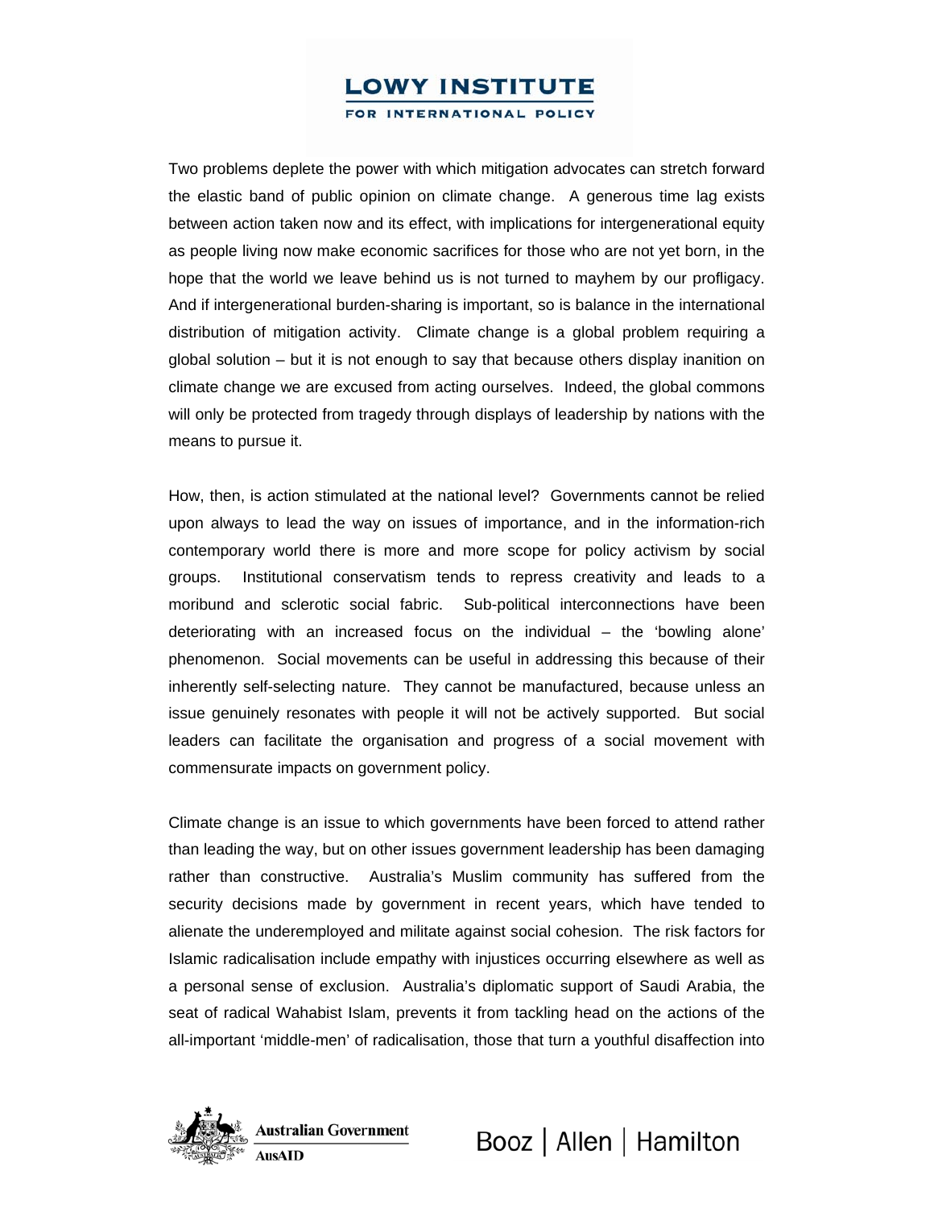Two problems deplete the power with which mitigation advocates can stretch forward the elastic band of public opinion on climate change. A generous time lag exists between action taken now and its effect, with implications for intergenerational equity as people living now make economic sacrifices for those who are not yet born, in the hope that the world we leave behind us is not turned to mayhem by our profligacy. And if intergenerational burden-sharing is important, so is balance in the international distribution of mitigation activity. Climate change is a global problem requiring a global solution – but it is not enough to say that because others display inanition on climate change we are excused from acting ourselves. Indeed, the global commons will only be protected from tragedy through displays of leadership by nations with the means to pursue it.

How, then, is action stimulated at the national level? Governments cannot be relied upon always to lead the way on issues of importance, and in the information-rich contemporary world there is more and more scope for policy activism by social groups. Institutional conservatism tends to repress creativity and leads to a moribund and sclerotic social fabric. Sub-political interconnections have been deteriorating with an increased focus on the individual – the 'bowling alone' phenomenon. Social movements can be useful in addressing this because of their inherently self-selecting nature. They cannot be manufactured, because unless an issue genuinely resonates with people it will not be actively supported. But social leaders can facilitate the organisation and progress of a social movement with commensurate impacts on government policy.

Climate change is an issue to which governments have been forced to attend rather than leading the way, but on other issues government leadership has been damaging rather than constructive. Australia's Muslim community has suffered from the security decisions made by government in recent years, which have tended to alienate the underemployed and militate against social cohesion. The risk factors for Islamic radicalisation include empathy with injustices occurring elsewhere as well as a personal sense of exclusion. Australia's diplomatic support of Saudi Arabia, the seat of radical Wahabist Islam, prevents it from tackling head on the actions of the all-important 'middle-men' of radicalisation, those that turn a youthful disaffection into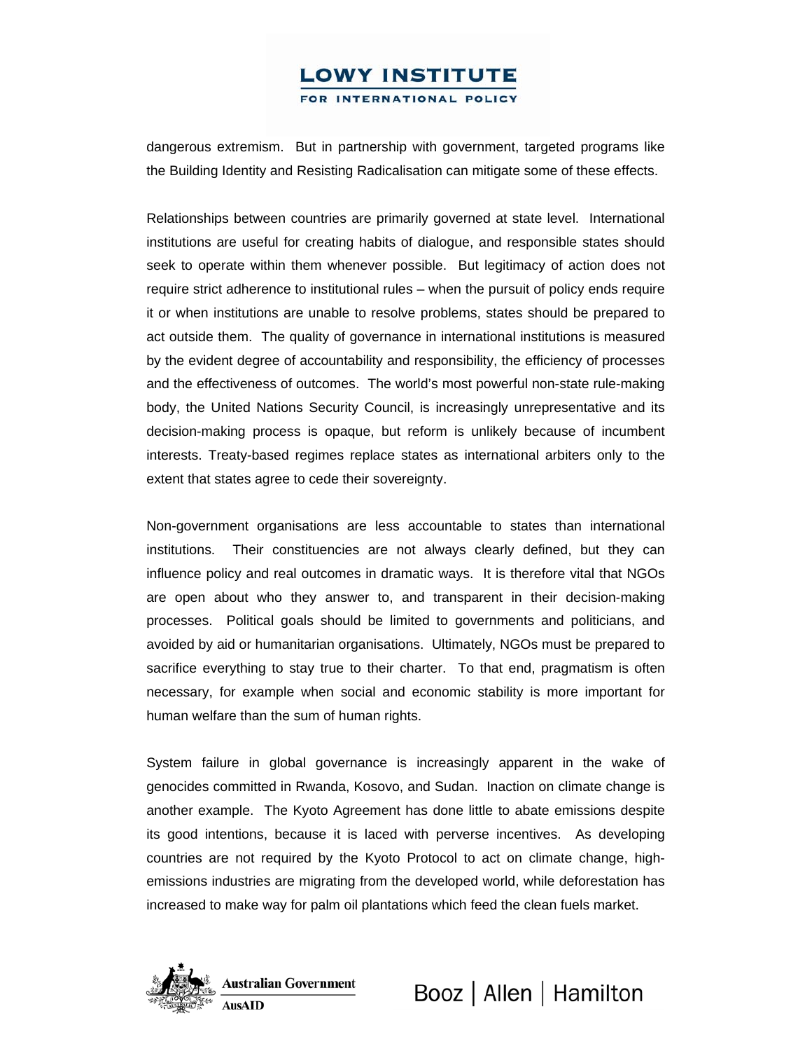dangerous extremism. But in partnership with government, targeted programs like the Building Identity and Resisting Radicalisation can mitigate some of these effects.

Relationships between countries are primarily governed at state level. International institutions are useful for creating habits of dialogue, and responsible states should seek to operate within them whenever possible. But legitimacy of action does not require strict adherence to institutional rules – when the pursuit of policy ends require it or when institutions are unable to resolve problems, states should be prepared to act outside them. The quality of governance in international institutions is measured by the evident degree of accountability and responsibility, the efficiency of processes and the effectiveness of outcomes. The world's most powerful non-state rule-making body, the United Nations Security Council, is increasingly unrepresentative and its decision-making process is opaque, but reform is unlikely because of incumbent interests. Treaty-based regimes replace states as international arbiters only to the extent that states agree to cede their sovereignty.

Non-government organisations are less accountable to states than international institutions. Their constituencies are not always clearly defined, but they can influence policy and real outcomes in dramatic ways. It is therefore vital that NGOs are open about who they answer to, and transparent in their decision-making processes. Political goals should be limited to governments and politicians, and avoided by aid or humanitarian organisations. Ultimately, NGOs must be prepared to sacrifice everything to stay true to their charter. To that end, pragmatism is often necessary, for example when social and economic stability is more important for human welfare than the sum of human rights.

System failure in global governance is increasingly apparent in the wake of genocides committed in Rwanda, Kosovo, and Sudan. Inaction on climate change is another example. The Kyoto Agreement has done little to abate emissions despite its good intentions, because it is laced with perverse incentives. As developing countries are not required by the Kyoto Protocol to act on climate change, high-emissions industries are migrating from the developed world, while deforestation has increased to make way for palm oil plantations which feed the clean fuels market.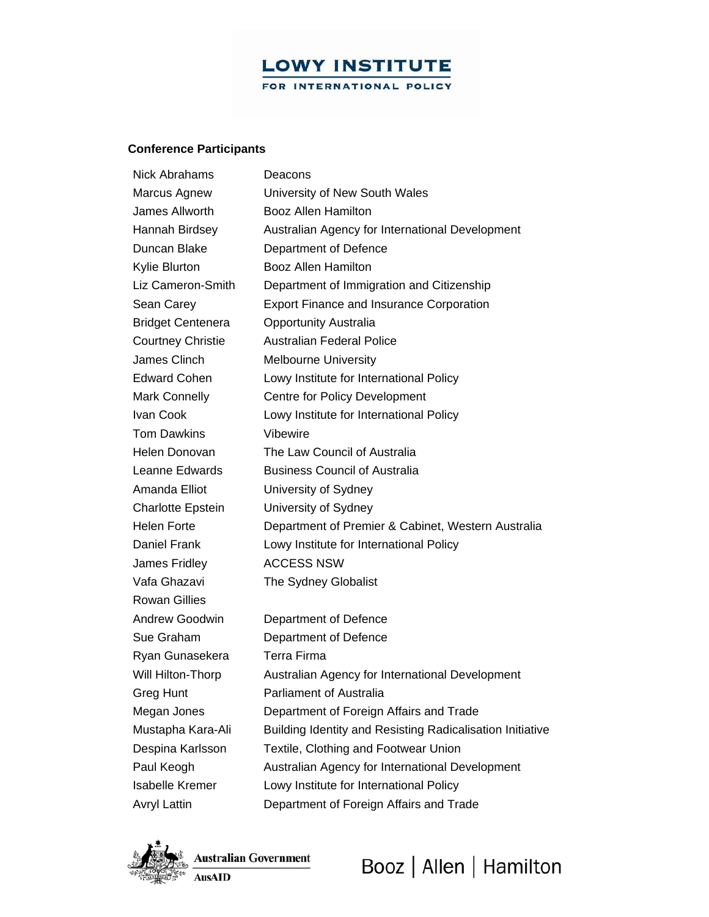LOWY INSTITUTE FOR INTERNATIONAL POLICY

### Conference Participants

| | |
|---|---|
| Nick Abrahams | Deacons |
| Marcus Agnew | University of New South Wales |
| James Allworth | Booz Allen Hamilton |
| Hannah Birdsey | Australian Agency for International Development |
| Duncan Blake | Department of Defence |
| Kylie Blurton | Booz Allen Hamilton |
| Liz Cameron-Smith | Department of Immigration and Citizenship |
| Sean Carey | Export Finance and Insurance Corporation |
| Bridget Centenera | Opportunity Australia |
| Courtney Christie | Australian Federal Police |
| James Clinch | Melbourne University |
| Edward Cohen | Lowy Institute for International Policy |
| Mark Connelly | Centre for Policy Development |
| Ivan Cook | Lowy Institute for International Policy |
| Tom Dawkins | Vibewire |
| Helen Donovan | The Law Council of Australia |
| Leanne Edwards | Business Council of Australia |
| Amanda Elliot | University of Sydney |
| Charlotte Epstein | University of Sydney |
| Helen Forte | Department of Premier & Cabinet, Western Australia |
| Daniel Frank | Lowy Institute for International Policy |
| James Fridley | ACCESS NSW |
| Vafa Ghazavi | The Sydney Globalist |
| Rowan Gillies | |
| Andrew Goodwin | Department of Defence |
| Sue Graham | Department of Defence |
| Ryan Gunasekera | Terra Firma |
| Will Hilton-Thorp | Australian Agency for International Development |
| Greg Hunt | Parliament of Australia |
| Megan Jones | Department of Foreign Affairs and Trade |
| Mustapha Kara-Ali | Building Identity and Resisting Radicalisation Initiative |
| Despina Karlsson | Textile, Clothing and Footwear Union |
| Paul Keogh | Australian Agency for International Development |
| Isabelle Kremer | Lowy Institute for International Policy |
| Avryl Lattin | Department of Foreign Affairs and Trade |

Australian Government AusAID

Booz | Allen | Hamilton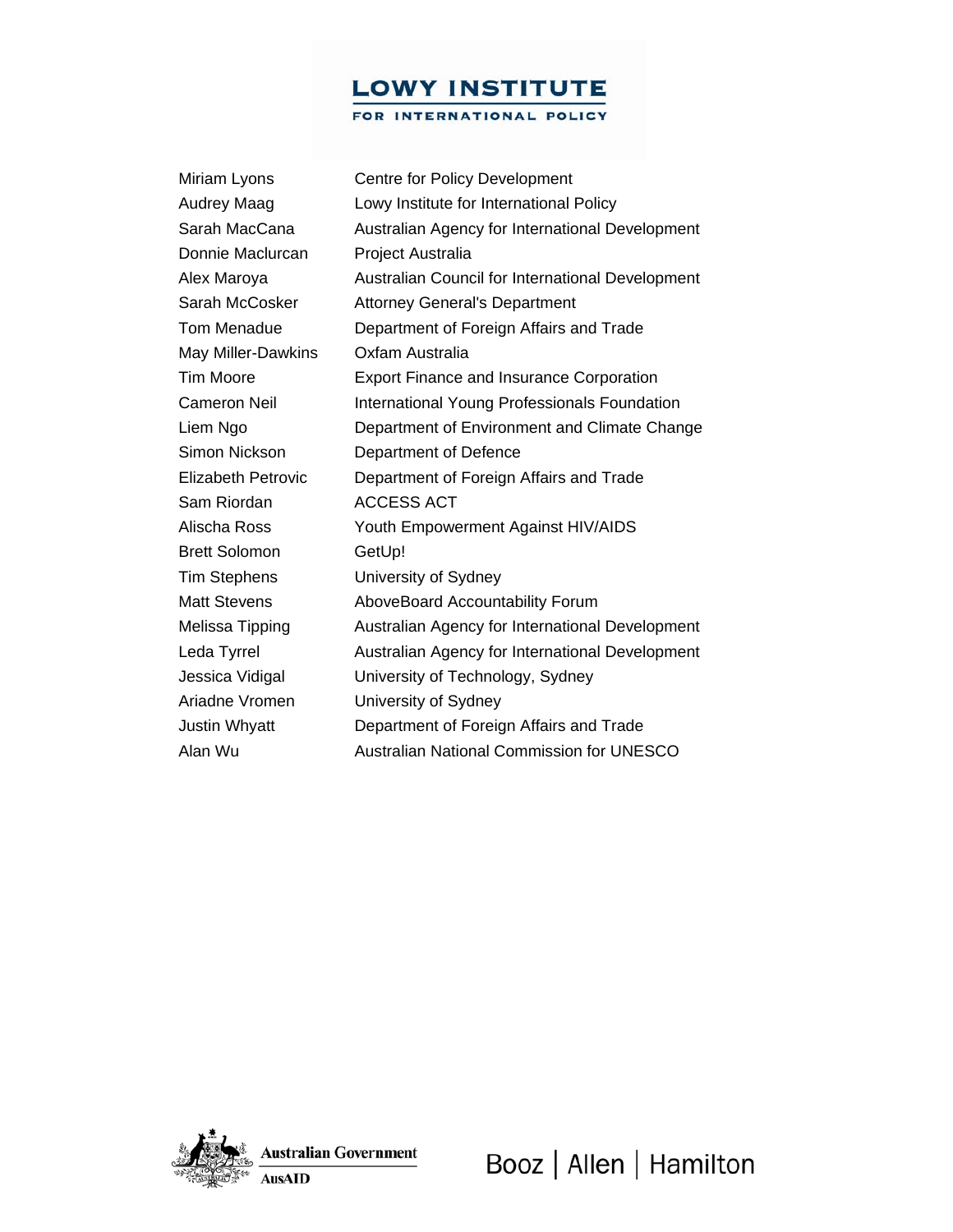LOWY INSTITUTE
FOR INTERNATIONAL POLICY

| | |
|---|---|
| Miriam Lyons | Centre for Policy Development |
| Audrey Maag | Lowy Institute for International Policy |
| Sarah MacCana | Australian Agency for International Development |
| Donnie Maclurcan | Project Australia |
| Alex Maroya | Australian Council for International Development |
| Sarah McCosker | Attorney General's Department |
| Tom Menadue | Department of Foreign Affairs and Trade |
| May Miller-Dawkins | Oxfam Australia |
| Tim Moore | Export Finance and Insurance Corporation |
| Cameron Neil | International Young Professionals Foundation |
| Liem Ngo | Department of Environment and Climate Change |
| Simon Nickson | Department of Defence |
| Elizabeth Petrovic | Department of Foreign Affairs and Trade |
| Sam Riordan | ACCESS ACT |
| Alischa Ross | Youth Empowerment Against HIV/AIDS |
| Brett Solomon | GetUp! |
| Tim Stephens | University of Sydney |
| Matt Stevens | AboveBoard Accountability Forum |
| Melissa Tipping | Australian Agency for International Development |
| Leda Tyrrel | Australian Agency for International Development |
| Jessica Vidigal | University of Technology, Sydney |
| Ariadne Vromen | University of Sydney |
| Justin Whyatt | Department of Foreign Affairs and Trade |
| Alan Wu | Australian National Commission for UNESCO |

Australian Government
AusAID

Booz | Allen | Hamilton